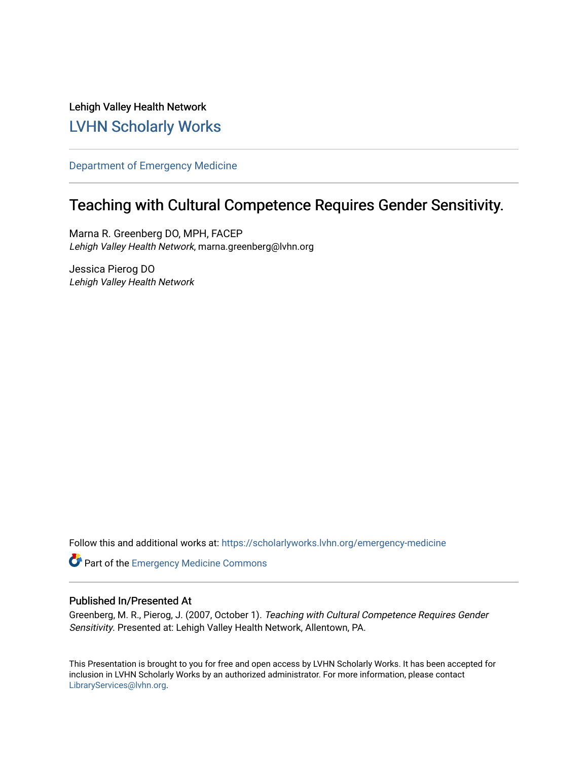Lehigh Valley Health Network

LVHN Scholarly Works

---

Department of Emergency Medicine

---

# Teaching with Cultural Competence Requires Gender Sensitivity.

Marna R. Greenberg DO, MPH, FACEP
*Lehigh Valley Health Network*, marna.greenberg@lvhn.org

Jessica Pierog DO
*Lehigh Valley Health Network*

Follow this and additional works at: https://scholarlyworks.lvhn.org/emergency-medicine

Part of the Emergency Medicine Commons

---

## Published In/Presented At

Greenberg, M. R., Pierog, J. (2007, October 1). *Teaching with Cultural Competence Requires Gender Sensitivity*. Presented at: Lehigh Valley Health Network, Allentown, PA.

This Presentation is brought to you for free and open access by LVHN Scholarly Works. It has been accepted for inclusion in LVHN Scholarly Works by an authorized administrator. For more information, please contact LibraryServices@lvhn.org.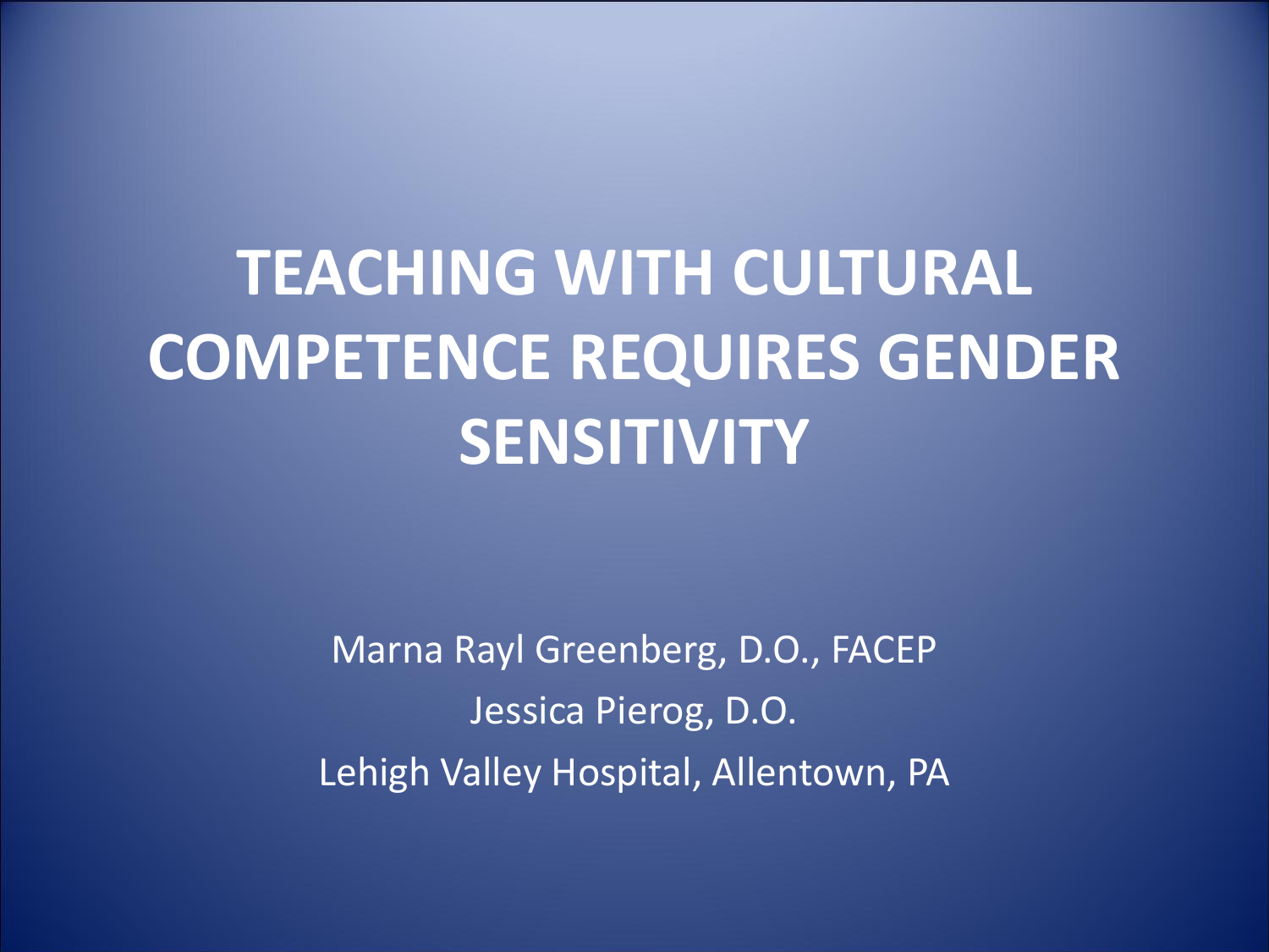# TEACHING WITH CULTURAL COMPETENCE REQUIRES GENDER SENSITIVITY

Marna Rayl Greenberg, D.O., FACEP

Jessica Pierog, D.O.

Lehigh Valley Hospital, Allentown, PA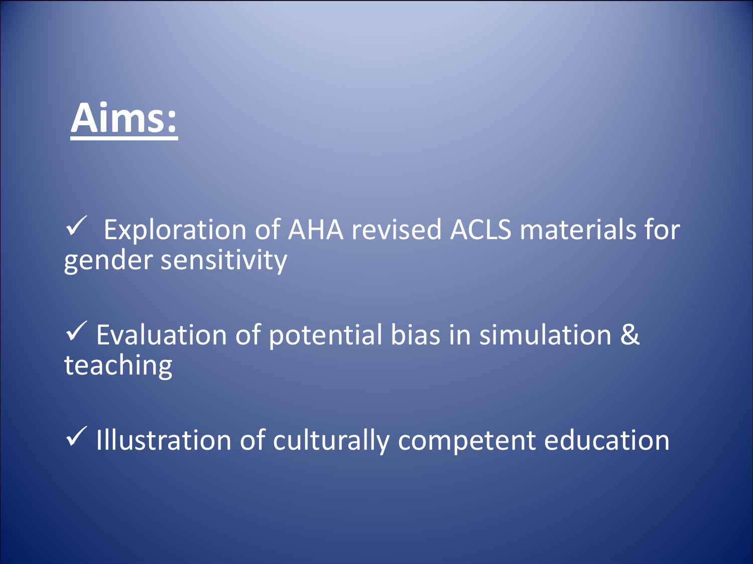# Aims:

- ✓ Exploration of AHA revised ACLS materials for gender sensitivity
- ✓ Evaluation of potential bias in simulation & teaching
- ✓ Illustration of culturally competent education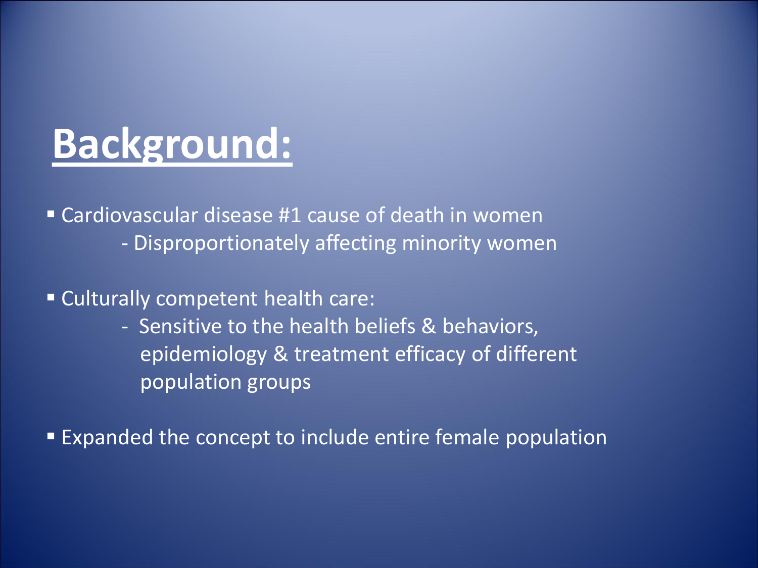# Background:

- Cardiovascular disease #1 cause of death in women
    - Disproportionately affecting minority women
- Culturally competent health care:
    - Sensitive to the health beliefs & behaviors, epidemiology & treatment efficacy of different population groups
- Expanded the concept to include entire female population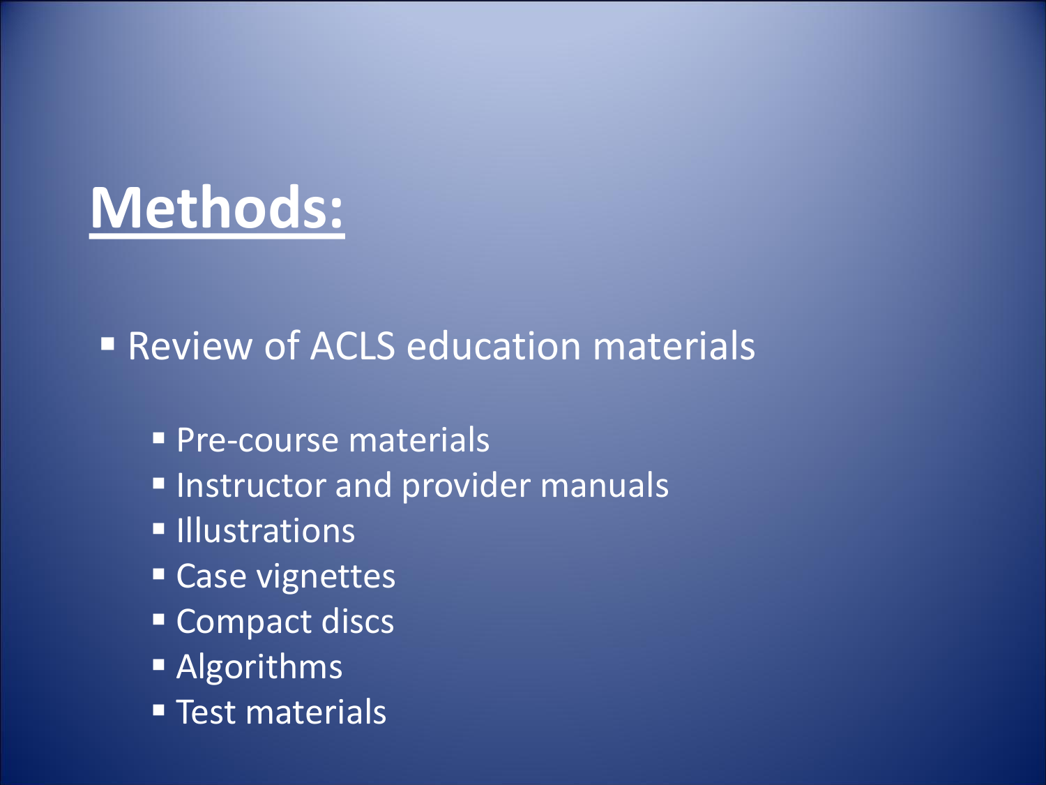# Methods:

- Review of ACLS education materials
  - Pre-course materials
  - Instructor and provider manuals
  - Illustrations
  - Case vignettes
  - Compact discs
  - Algorithms
  - Test materials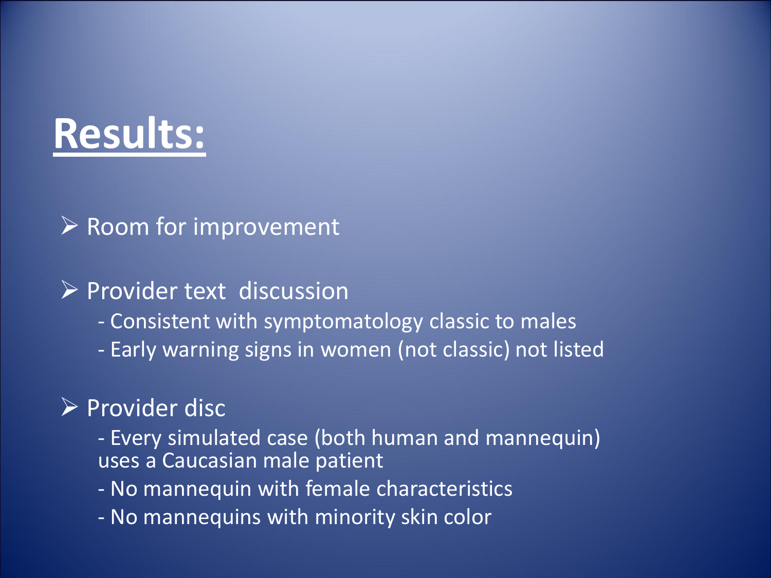# Results:

- Room for improvement

- Provider text discussion
  - Consistent with symptomatology classic to males
  - Early warning signs in women (not classic) not listed

- Provider disc
  - Every simulated case (both human and mannequin) uses a Caucasian male patient
  - No mannequin with female characteristics
  - No mannequins with minority skin color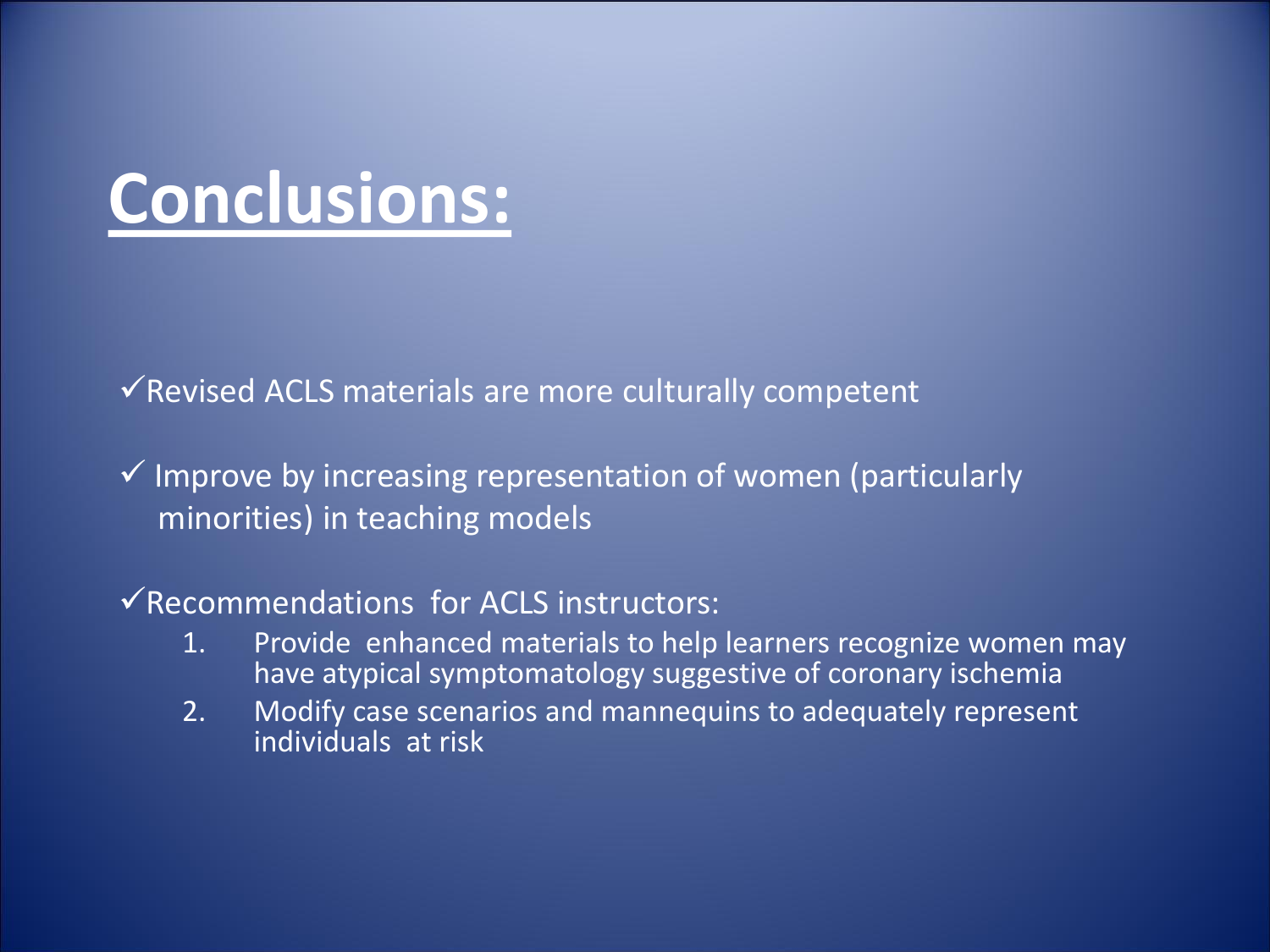# Conclusions:

✓Revised ACLS materials are more culturally competent

✓ Improve by increasing representation of women (particularly minorities) in teaching models

✓Recommendations for ACLS instructors:

1. Provide enhanced materials to help learners recognize women may have atypical symptomatology suggestive of coronary ischemia
2. Modify case scenarios and mannequins to adequately represent individuals at risk